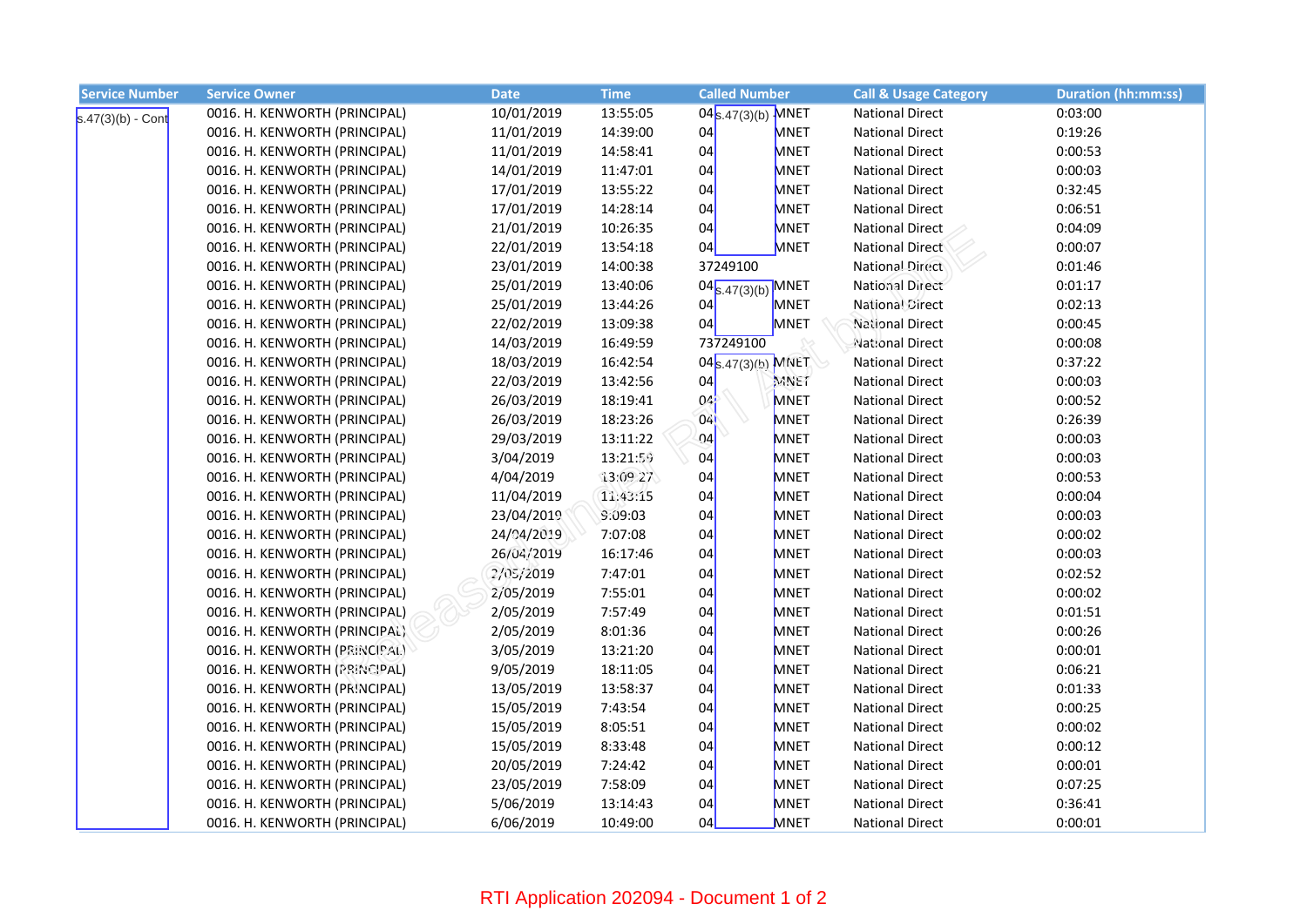| Service Number | Service Owner | Date | Time | Called Number | Call & Usage Category | Duration (hh:mm:ss) |
|---|---|---|---|---|---|---|
| s.47(3)(b) - Cont | 0016. H. KENWORTH (PRINCIPAL) | 10/01/2019 | 13:55:05 | 04 s.47(3)(b) MNET | National Direct | 0:03:00 |
| | 0016. H. KENWORTH (PRINCIPAL) | 11/01/2019 | 14:39:00 | 04 MNET | National Direct | 0:19:26 |
| | 0016. H. KENWORTH (PRINCIPAL) | 11/01/2019 | 14:58:41 | 04 MNET | National Direct | 0:00:53 |
| | 0016. H. KENWORTH (PRINCIPAL) | 14/01/2019 | 11:47:01 | 04 MNET | National Direct | 0:00:03 |
| | 0016. H. KENWORTH (PRINCIPAL) | 17/01/2019 | 13:55:22 | 04 MNET | National Direct | 0:32:45 |
| | 0016. H. KENWORTH (PRINCIPAL) | 17/01/2019 | 14:28:14 | 04 MNET | National Direct | 0:06:51 |
| | 0016. H. KENWORTH (PRINCIPAL) | 21/01/2019 | 10:26:35 | 04 MNET | National Direct | 0:04:09 |
| | 0016. H. KENWORTH (PRINCIPAL) | 22/01/2019 | 13:54:18 | 04 MNET | National Direct | 0:00:07 |
| | 0016. H. KENWORTH (PRINCIPAL) | 23/01/2019 | 14:00:38 | 37249100 | National Direct | 0:01:46 |
| | 0016. H. KENWORTH (PRINCIPAL) | 25/01/2019 | 13:40:06 | 04 s.47(3)(b) MNET | National Direct | 0:01:17 |
| | 0016. H. KENWORTH (PRINCIPAL) | 25/01/2019 | 13:44:26 | 04 MNET | National Direct | 0:02:13 |
| | 0016. H. KENWORTH (PRINCIPAL) | 22/02/2019 | 13:09:38 | 04 MNET | National Direct | 0:00:45 |
| | 0016. H. KENWORTH (PRINCIPAL) | 14/03/2019 | 16:49:59 | 737249100 | National Direct | 0:00:08 |
| | 0016. H. KENWORTH (PRINCIPAL) | 18/03/2019 | 16:42:54 | 04 s.47(3)(b) MNET | National Direct | 0:37:22 |
| | 0016. H. KENWORTH (PRINCIPAL) | 22/03/2019 | 13:42:56 | 04 MNET | National Direct | 0:00:03 |
| | 0016. H. KENWORTH (PRINCIPAL) | 26/03/2019 | 18:19:41 | 04 MNET | National Direct | 0:00:52 |
| | 0016. H. KENWORTH (PRINCIPAL) | 26/03/2019 | 18:23:26 | 04 MNET | National Direct | 0:26:39 |
| | 0016. H. KENWORTH (PRINCIPAL) | 29/03/2019 | 13:11:22 | 04 MNET | National Direct | 0:00:03 |
| | 0016. H. KENWORTH (PRINCIPAL) | 3/04/2019 | 13:21:59 | 04 MNET | National Direct | 0:00:03 |
| | 0016. H. KENWORTH (PRINCIPAL) | 4/04/2019 | 13:09:27 | 04 MNET | National Direct | 0:00:53 |
| | 0016. H. KENWORTH (PRINCIPAL) | 11/04/2019 | 11:43:15 | 04 MNET | National Direct | 0:00:04 |
| | 0016. H. KENWORTH (PRINCIPAL) | 23/04/2019 | 9:09:03 | 04 MNET | National Direct | 0:00:03 |
| | 0016. H. KENWORTH (PRINCIPAL) | 24/04/2019 | 7:07:08 | 04 MNET | National Direct | 0:00:02 |
| | 0016. H. KENWORTH (PRINCIPAL) | 26/04/2019 | 16:17:46 | 04 MNET | National Direct | 0:00:03 |
| | 0016. H. KENWORTH (PRINCIPAL) | 2/05/2019 | 7:47:01 | 04 MNET | National Direct | 0:02:52 |
| | 0016. H. KENWORTH (PRINCIPAL) | 2/05/2019 | 7:55:01 | 04 MNET | National Direct | 0:00:02 |
| | 0016. H. KENWORTH (PRINCIPAL) | 2/05/2019 | 7:57:49 | 04 MNET | National Direct | 0:01:51 |
| | 0016. H. KENWORTH (PRINCIPAL) | 2/05/2019 | 8:01:36 | 04 MNET | National Direct | 0:00:26 |
| | 0016. H. KENWORTH (PRINCIPAL) | 3/05/2019 | 13:21:20 | 04 MNET | National Direct | 0:00:01 |
| | 0016. H. KENWORTH (PRINCIPAL) | 9/05/2019 | 18:11:05 | 04 MNET | National Direct | 0:06:21 |
| | 0016. H. KENWORTH (PRINCIPAL) | 13/05/2019 | 13:58:37 | 04 MNET | National Direct | 0:01:33 |
| | 0016. H. KENWORTH (PRINCIPAL) | 15/05/2019 | 7:43:54 | 04 MNET | National Direct | 0:00:25 |
| | 0016. H. KENWORTH (PRINCIPAL) | 15/05/2019 | 8:05:51 | 04 MNET | National Direct | 0:00:02 |
| | 0016. H. KENWORTH (PRINCIPAL) | 15/05/2019 | 8:33:48 | 04 MNET | National Direct | 0:00:12 |
| | 0016. H. KENWORTH (PRINCIPAL) | 20/05/2019 | 7:24:42 | 04 MNET | National Direct | 0:00:01 |
| | 0016. H. KENWORTH (PRINCIPAL) | 23/05/2019 | 7:58:09 | 04 MNET | National Direct | 0:07:25 |
| | 0016. H. KENWORTH (PRINCIPAL) | 5/06/2019 | 13:14:43 | 04 MNET | National Direct | 0:36:41 |
| | 0016. H. KENWORTH (PRINCIPAL) | 6/06/2019 | 10:49:00 | 04 MNET | National Direct | 0:00:01 |

RTI Application 202094 - Document 1 of 2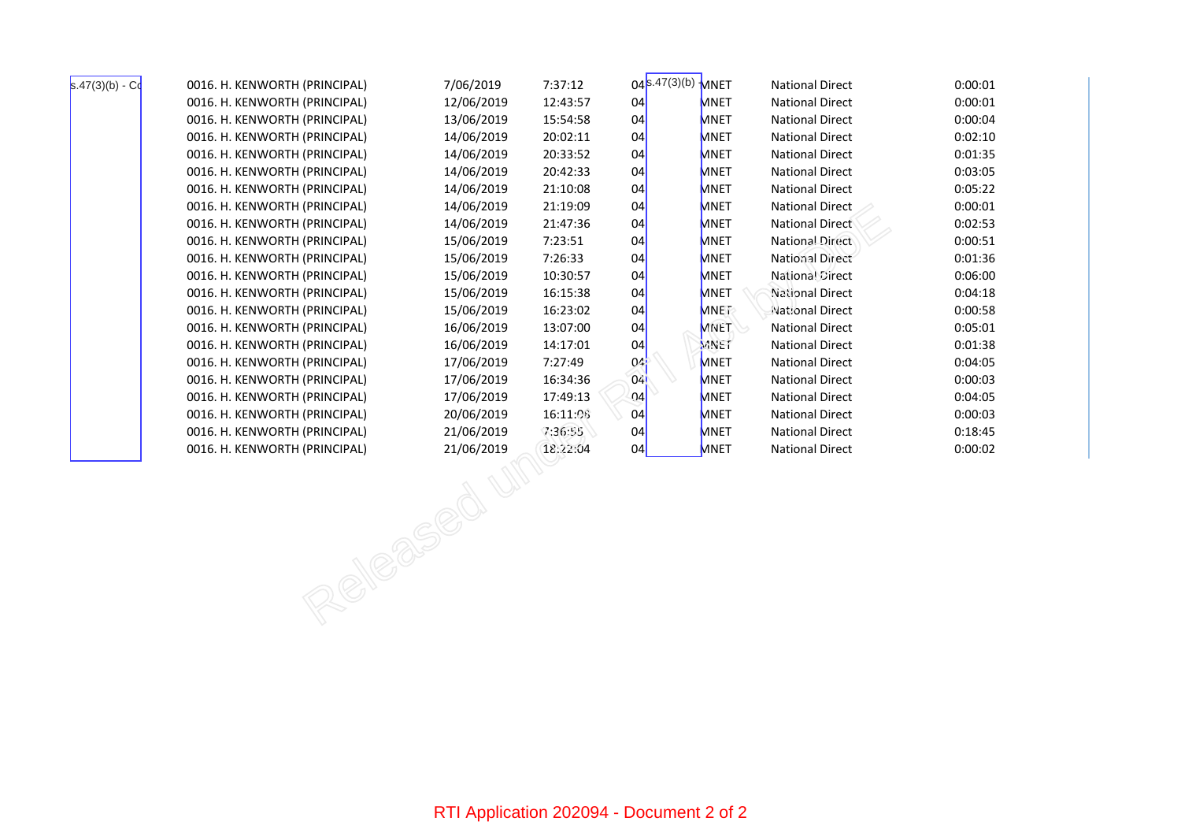| | | | | | | | | |
|---|---|---|---|---|---|---|---|---|
| s.47(3)(b) - Co | 0016. H. KENWORTH (PRINCIPAL) | 7/06/2019 | 7:37:12 | 04 | s.47(3)(b) - | MNET | National Direct | 0:00:01 |
| | 0016. H. KENWORTH (PRINCIPAL) | 12/06/2019 | 12:43:57 | 04 | | MNET | National Direct | 0:00:01 |
| | 0016. H. KENWORTH (PRINCIPAL) | 13/06/2019 | 15:54:58 | 04 | | MNET | National Direct | 0:00:04 |
| | 0016. H. KENWORTH (PRINCIPAL) | 14/06/2019 | 20:02:11 | 04 | | MNET | National Direct | 0:02:10 |
| | 0016. H. KENWORTH (PRINCIPAL) | 14/06/2019 | 20:33:52 | 04 | | MNET | National Direct | 0:01:35 |
| | 0016. H. KENWORTH (PRINCIPAL) | 14/06/2019 | 20:42:33 | 04 | | MNET | National Direct | 0:03:05 |
| | 0016. H. KENWORTH (PRINCIPAL) | 14/06/2019 | 21:10:08 | 04 | | MNET | National Direct | 0:05:22 |
| | 0016. H. KENWORTH (PRINCIPAL) | 14/06/2019 | 21:19:09 | 04 | | MNET | National Direct | 0:00:01 |
| | 0016. H. KENWORTH (PRINCIPAL) | 14/06/2019 | 21:47:36 | 04 | | MNET | National Direct | 0:02:53 |
| | 0016. H. KENWORTH (PRINCIPAL) | 15/06/2019 | 7:23:51 | 04 | | MNET | National Direct | 0:00:51 |
| | 0016. H. KENWORTH (PRINCIPAL) | 15/06/2019 | 7:26:33 | 04 | | MNET | National Direct | 0:01:36 |
| | 0016. H. KENWORTH (PRINCIPAL) | 15/06/2019 | 10:30:57 | 04 | | MNET | National Direct | 0:06:00 |
| | 0016. H. KENWORTH (PRINCIPAL) | 15/06/2019 | 16:15:38 | 04 | | MNET | National Direct | 0:04:18 |
| | 0016. H. KENWORTH (PRINCIPAL) | 15/06/2019 | 16:23:02 | 04 | | MNET | National Direct | 0:00:58 |
| | 0016. H. KENWORTH (PRINCIPAL) | 16/06/2019 | 13:07:00 | 04 | | MNET | National Direct | 0:05:01 |
| | 0016. H. KENWORTH (PRINCIPAL) | 16/06/2019 | 14:17:01 | 04 | | MNET | National Direct | 0:01:38 |
| | 0016. H. KENWORTH (PRINCIPAL) | 17/06/2019 | 7:27:49 | 04 | | MNET | National Direct | 0:04:05 |
| | 0016. H. KENWORTH (PRINCIPAL) | 17/06/2019 | 16:34:36 | 04 | | MNET | National Direct | 0:00:03 |
| | 0016. H. KENWORTH (PRINCIPAL) | 17/06/2019 | 17:49:13 | 04 | | MNET | National Direct | 0:04:05 |
| | 0016. H. KENWORTH (PRINCIPAL) | 20/06/2019 | 16:11:06 | 04 | | MNET | National Direct | 0:00:03 |
| | 0016. H. KENWORTH (PRINCIPAL) | 21/06/2019 | 7:36:55 | 04 | | MNET | National Direct | 0:18:45 |
| | 0016. H. KENWORTH (PRINCIPAL) | 21/06/2019 | 18:22:04 | 04 | | MNET | National Direct | 0:00:02 |

Released under RTI Act by DoE

RTI Application 202094 - Document 2 of 2